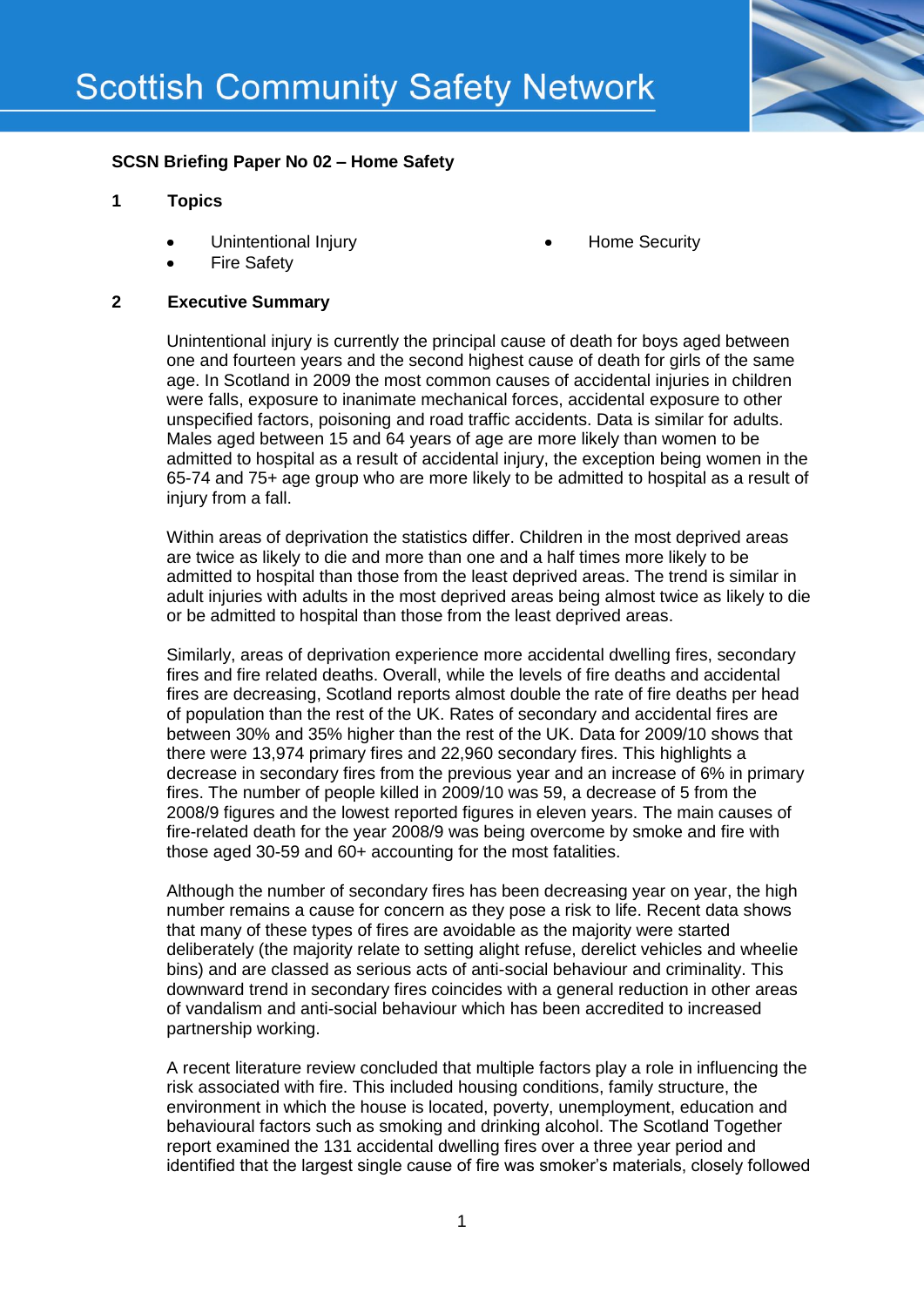# Scottish Community Safety Network

**SCSN Briefing Paper No 02 – Home Safety**

## 1 Topics

- Unintentional Injury
- Fire Safety
- Home Security

## 2 Executive Summary

Unintentional injury is currently the principal cause of death for boys aged between one and fourteen years and the second highest cause of death for girls of the same age. In Scotland in 2009 the most common causes of accidental injuries in children were falls, exposure to inanimate mechanical forces, accidental exposure to other unspecified factors, poisoning and road traffic accidents. Data is similar for adults. Males aged between 15 and 64 years of age are more likely than women to be admitted to hospital as a result of accidental injury, the exception being women in the 65-74 and 75+ age group who are more likely to be admitted to hospital as a result of injury from a fall.

Within areas of deprivation the statistics differ. Children in the most deprived areas are twice as likely to die and more than one and a half times more likely to be admitted to hospital than those from the least deprived areas. The trend is similar in adult injuries with adults in the most deprived areas being almost twice as likely to die or be admitted to hospital than those from the least deprived areas.

Similarly, areas of deprivation experience more accidental dwelling fires, secondary fires and fire related deaths. Overall, while the levels of fire deaths and accidental fires are decreasing, Scotland reports almost double the rate of fire deaths per head of population than the rest of the UK. Rates of secondary and accidental fires are between 30% and 35% higher than the rest of the UK. Data for 2009/10 shows that there were 13,974 primary fires and 22,960 secondary fires. This highlights a decrease in secondary fires from the previous year and an increase of 6% in primary fires. The number of people killed in 2009/10 was 59, a decrease of 5 from the 2008/9 figures and the lowest reported figures in eleven years. The main causes of fire-related death for the year 2008/9 was being overcome by smoke and fire with those aged 30-59 and 60+ accounting for the most fatalities.

Although the number of secondary fires has been decreasing year on year, the high number remains a cause for concern as they pose a risk to life. Recent data shows that many of these types of fires are avoidable as the majority were started deliberately (the majority relate to setting alight refuse, derelict vehicles and wheelie bins) and are classed as serious acts of anti-social behaviour and criminality. This downward trend in secondary fires coincides with a general reduction in other areas of vandalism and anti-social behaviour which has been accredited to increased partnership working.

A recent literature review concluded that multiple factors play a role in influencing the risk associated with fire. This included housing conditions, family structure, the environment in which the house is located, poverty, unemployment, education and behavioural factors such as smoking and drinking alcohol. The Scotland Together report examined the 131 accidental dwelling fires over a three year period and identified that the largest single cause of fire was smoker's materials, closely followed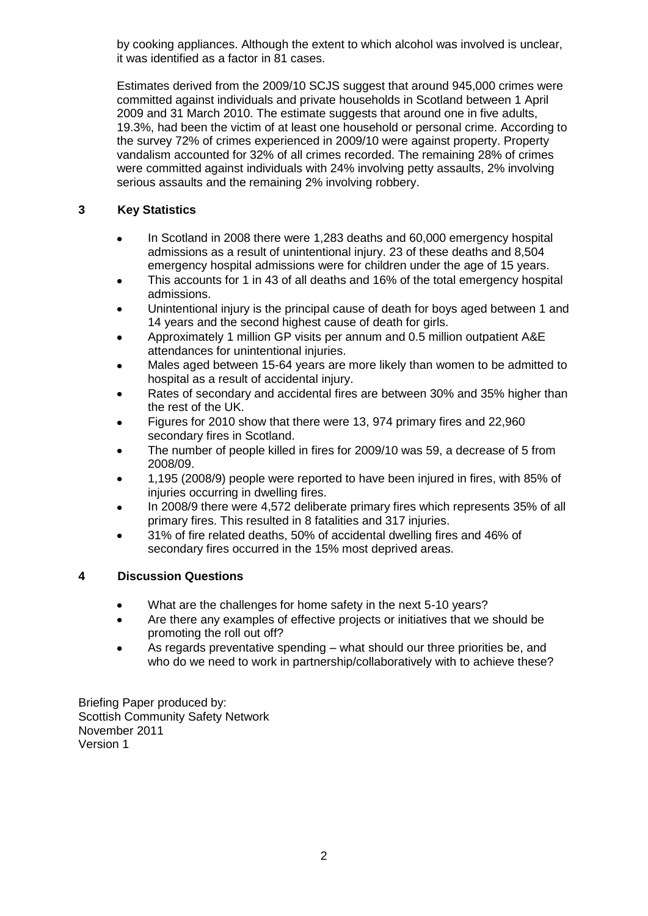by cooking appliances. Although the extent to which alcohol was involved is unclear, it was identified as a factor in 81 cases.

Estimates derived from the 2009/10 SCJS suggest that around 945,000 crimes were committed against individuals and private households in Scotland between 1 April 2009 and 31 March 2010. The estimate suggests that around one in five adults, 19.3%, had been the victim of at least one household or personal crime. According to the survey 72% of crimes experienced in 2009/10 were against property. Property vandalism accounted for 32% of all crimes recorded. The remaining 28% of crimes were committed against individuals with 24% involving petty assaults, 2% involving serious assaults and the remaining 2% involving robbery.

## 3 Key Statistics

- In Scotland in 2008 there were 1,283 deaths and 60,000 emergency hospital admissions as a result of unintentional injury. 23 of these deaths and 8,504 emergency hospital admissions were for children under the age of 15 years.
- This accounts for 1 in 43 of all deaths and 16% of the total emergency hospital admissions.
- Unintentional injury is the principal cause of death for boys aged between 1 and 14 years and the second highest cause of death for girls.
- Approximately 1 million GP visits per annum and 0.5 million outpatient A&E attendances for unintentional injuries.
- Males aged between 15-64 years are more likely than women to be admitted to hospital as a result of accidental injury.
- Rates of secondary and accidental fires are between 30% and 35% higher than the rest of the UK.
- Figures for 2010 show that there were 13, 974 primary fires and 22,960 secondary fires in Scotland.
- The number of people killed in fires for 2009/10 was 59, a decrease of 5 from 2008/09.
- 1,195 (2008/9) people were reported to have been injured in fires, with 85% of injuries occurring in dwelling fires.
- In 2008/9 there were 4,572 deliberate primary fires which represents 35% of all primary fires. This resulted in 8 fatalities and 317 injuries.
- 31% of fire related deaths, 50% of accidental dwelling fires and 46% of secondary fires occurred in the 15% most deprived areas.

## 4 Discussion Questions

- What are the challenges for home safety in the next 5-10 years?
- Are there any examples of effective projects or initiatives that we should be promoting the roll out off?
- As regards preventative spending – what should our three priorities be, and who do we need to work in partnership/collaboratively with to achieve these?

Briefing Paper produced by:
Scottish Community Safety Network
November 2011
Version 1